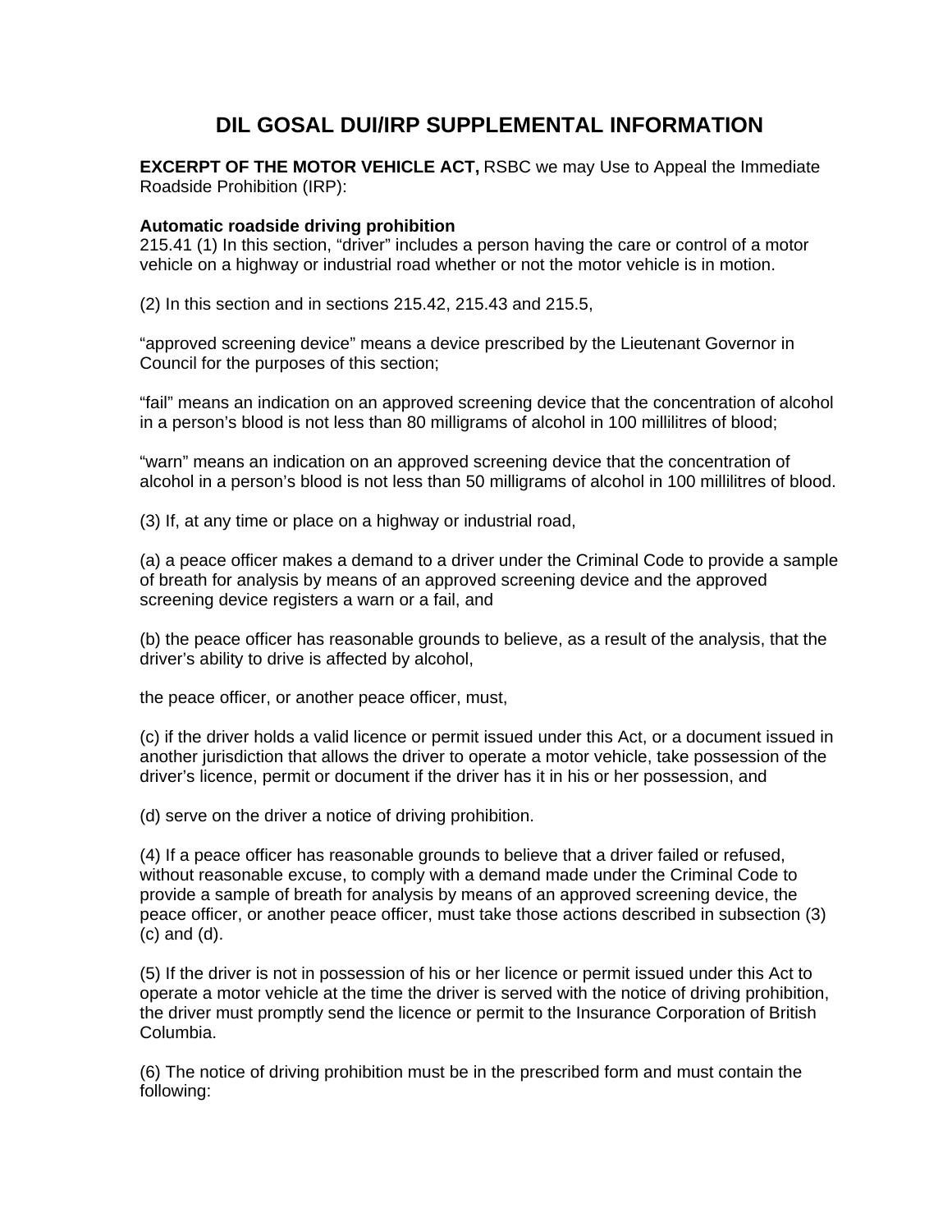# DIL GOSAL DUI/IRP SUPPLEMENTAL INFORMATION

**EXCERPT OF THE MOTOR VEHICLE ACT,** RSBC we may Use to Appeal the Immediate Roadside Prohibition (IRP):

**Automatic roadside driving prohibition**
215.41 (1) In this section, “driver” includes a person having the care or control of a motor vehicle on a highway or industrial road whether or not the motor vehicle is in motion.

(2) In this section and in sections 215.42, 215.43 and 215.5,

“approved screening device” means a device prescribed by the Lieutenant Governor in Council for the purposes of this section;

“fail” means an indication on an approved screening device that the concentration of alcohol in a person’s blood is not less than 80 milligrams of alcohol in 100 millilitres of blood;

“warn” means an indication on an approved screening device that the concentration of alcohol in a person’s blood is not less than 50 milligrams of alcohol in 100 millilitres of blood.

(3) If, at any time or place on a highway or industrial road,

(a) a peace officer makes a demand to a driver under the Criminal Code to provide a sample of breath for analysis by means of an approved screening device and the approved screening device registers a warn or a fail, and

(b) the peace officer has reasonable grounds to believe, as a result of the analysis, that the driver’s ability to drive is affected by alcohol,

the peace officer, or another peace officer, must,

(c) if the driver holds a valid licence or permit issued under this Act, or a document issued in another jurisdiction that allows the driver to operate a motor vehicle, take possession of the driver’s licence, permit or document if the driver has it in his or her possession, and

(d) serve on the driver a notice of driving prohibition.

(4) If a peace officer has reasonable grounds to believe that a driver failed or refused, without reasonable excuse, to comply with a demand made under the Criminal Code to provide a sample of breath for analysis by means of an approved screening device, the peace officer, or another peace officer, must take those actions described in subsection (3)(c) and (d).

(5) If the driver is not in possession of his or her licence or permit issued under this Act to operate a motor vehicle at the time the driver is served with the notice of driving prohibition, the driver must promptly send the licence or permit to the Insurance Corporation of British Columbia.

(6) The notice of driving prohibition must be in the prescribed form and must contain the following: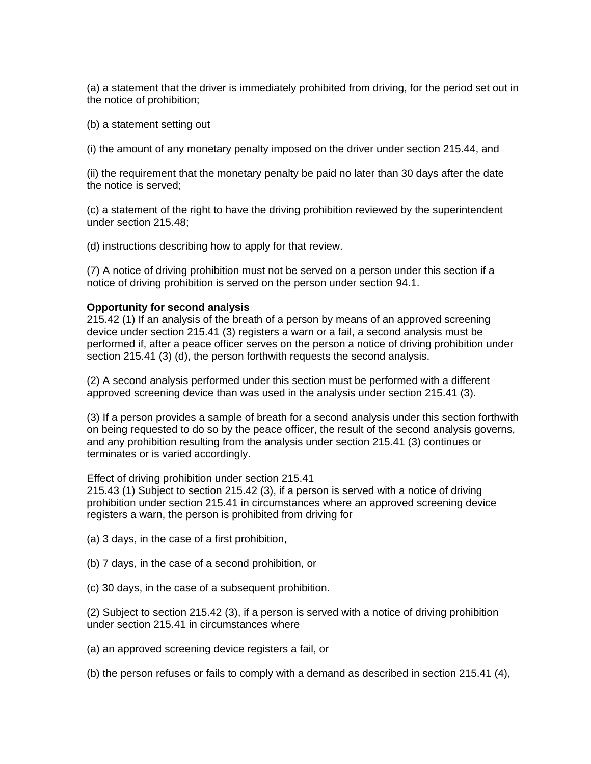(a) a statement that the driver is immediately prohibited from driving, for the period set out in the notice of prohibition;

(b) a statement setting out

(i) the amount of any monetary penalty imposed on the driver under section 215.44, and

(ii) the requirement that the monetary penalty be paid no later than 30 days after the date the notice is served;

(c) a statement of the right to have the driving prohibition reviewed by the superintendent under section 215.48;

(d) instructions describing how to apply for that review.

(7) A notice of driving prohibition must not be served on a person under this section if a notice of driving prohibition is served on the person under section 94.1.

**Opportunity for second analysis**

215.42 (1) If an analysis of the breath of a person by means of an approved screening device under section 215.41 (3) registers a warn or a fail, a second analysis must be performed if, after a peace officer serves on the person a notice of driving prohibition under section 215.41 (3) (d), the person forthwith requests the second analysis.

(2) A second analysis performed under this section must be performed with a different approved screening device than was used in the analysis under section 215.41 (3).

(3) If a person provides a sample of breath for a second analysis under this section forthwith on being requested to do so by the peace officer, the result of the second analysis governs, and any prohibition resulting from the analysis under section 215.41 (3) continues or terminates or is varied accordingly.

Effect of driving prohibition under section 215.41

215.43 (1) Subject to section 215.42 (3), if a person is served with a notice of driving prohibition under section 215.41 in circumstances where an approved screening device registers a warn, the person is prohibited from driving for

(a) 3 days, in the case of a first prohibition,

(b) 7 days, in the case of a second prohibition, or

(c) 30 days, in the case of a subsequent prohibition.

(2) Subject to section 215.42 (3), if a person is served with a notice of driving prohibition under section 215.41 in circumstances where

(a) an approved screening device registers a fail, or

(b) the person refuses or fails to comply with a demand as described in section 215.41 (4),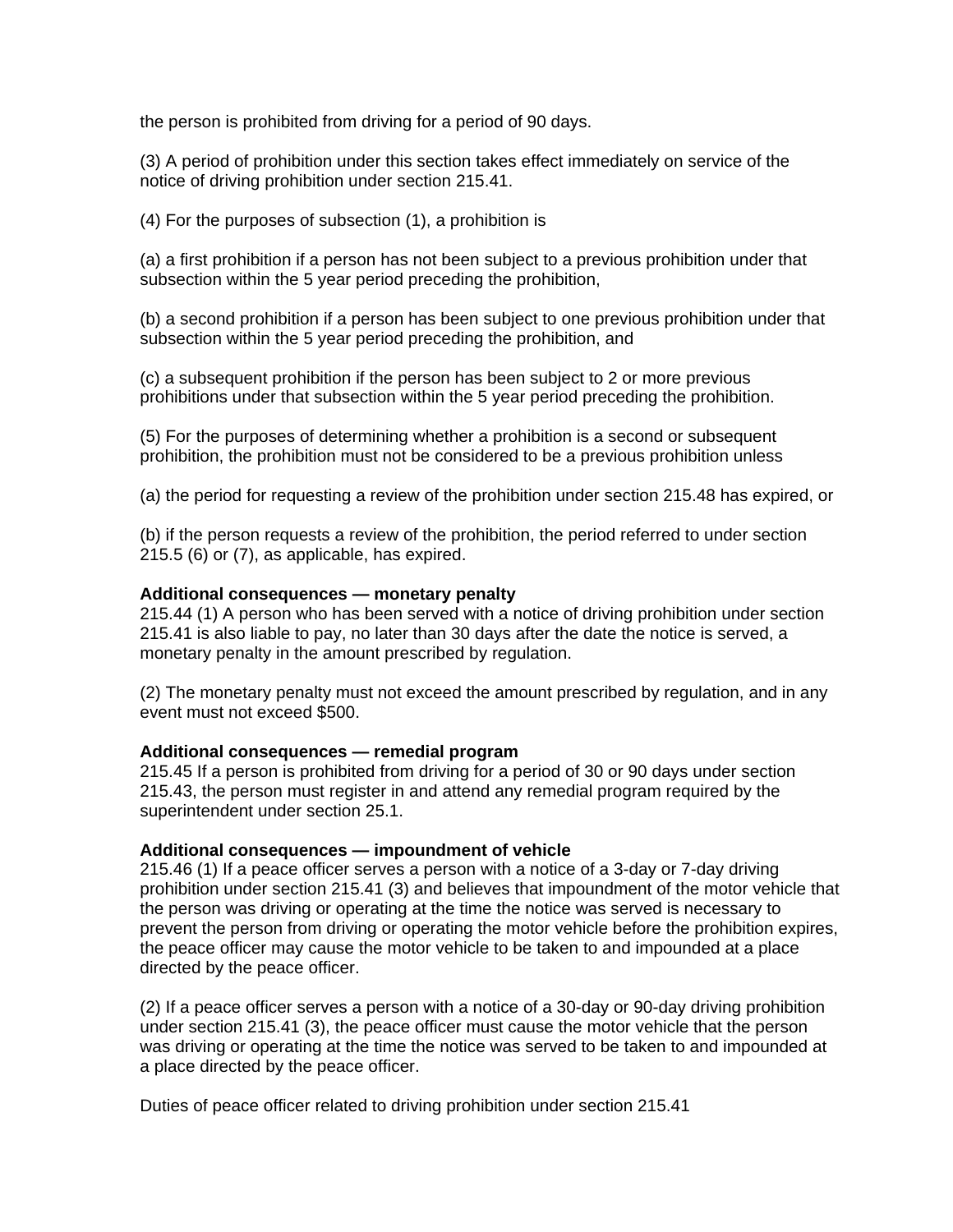the person is prohibited from driving for a period of 90 days.

(3) A period of prohibition under this section takes effect immediately on service of the notice of driving prohibition under section 215.41.

(4) For the purposes of subsection (1), a prohibition is

(a) a first prohibition if a person has not been subject to a previous prohibition under that subsection within the 5 year period preceding the prohibition,

(b) a second prohibition if a person has been subject to one previous prohibition under that subsection within the 5 year period preceding the prohibition, and

(c) a subsequent prohibition if the person has been subject to 2 or more previous prohibitions under that subsection within the 5 year period preceding the prohibition.

(5) For the purposes of determining whether a prohibition is a second or subsequent prohibition, the prohibition must not be considered to be a previous prohibition unless

(a) the period for requesting a review of the prohibition under section 215.48 has expired, or

(b) if the person requests a review of the prohibition, the period referred to under section 215.5 (6) or (7), as applicable, has expired.

**Additional consequences — monetary penalty**
215.44 (1) A person who has been served with a notice of driving prohibition under section 215.41 is also liable to pay, no later than 30 days after the date the notice is served, a monetary penalty in the amount prescribed by regulation.

(2) The monetary penalty must not exceed the amount prescribed by regulation, and in any event must not exceed $500.

**Additional consequences — remedial program**
215.45 If a person is prohibited from driving for a period of 30 or 90 days under section 215.43, the person must register in and attend any remedial program required by the superintendent under section 25.1.

**Additional consequences — impoundment of vehicle**
215.46 (1) If a peace officer serves a person with a notice of a 3-day or 7-day driving prohibition under section 215.41 (3) and believes that impoundment of the motor vehicle that the person was driving or operating at the time the notice was served is necessary to prevent the person from driving or operating the motor vehicle before the prohibition expires, the peace officer may cause the motor vehicle to be taken to and impounded at a place directed by the peace officer.

(2) If a peace officer serves a person with a notice of a 30-day or 90-day driving prohibition under section 215.41 (3), the peace officer must cause the motor vehicle that the person was driving or operating at the time the notice was served to be taken to and impounded at a place directed by the peace officer.

Duties of peace officer related to driving prohibition under section 215.41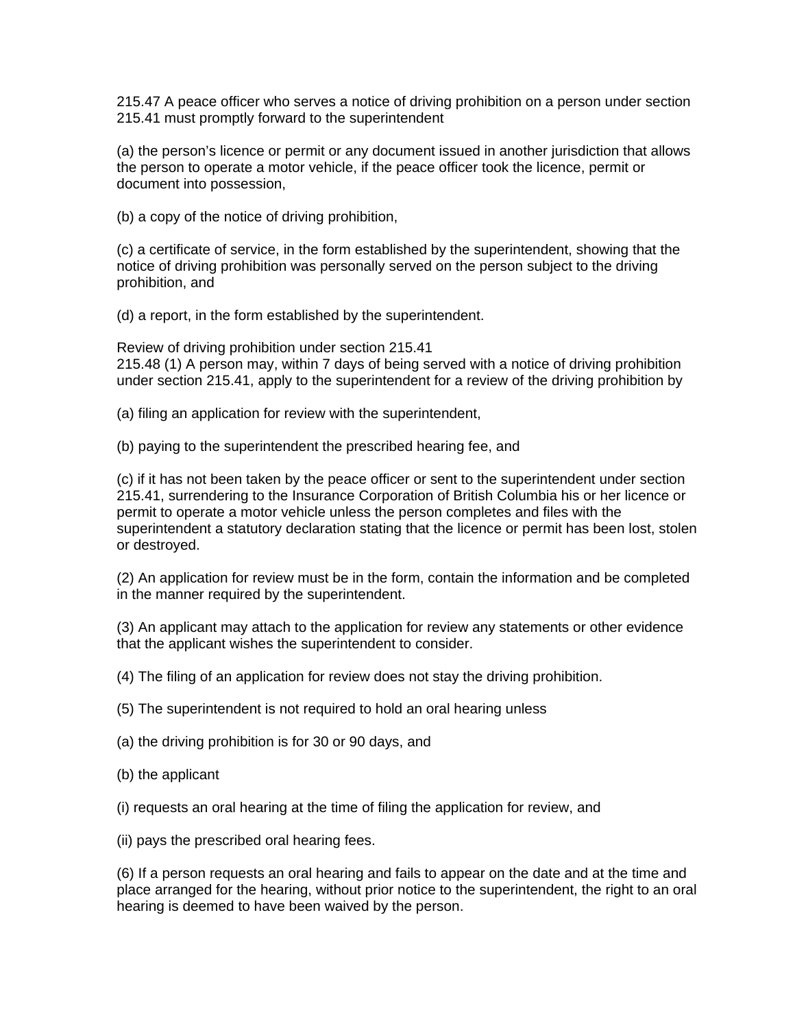215.47 A peace officer who serves a notice of driving prohibition on a person under section 215.41 must promptly forward to the superintendent

(a) the person's licence or permit or any document issued in another jurisdiction that allows the person to operate a motor vehicle, if the peace officer took the licence, permit or document into possession,

(b) a copy of the notice of driving prohibition,

(c) a certificate of service, in the form established by the superintendent, showing that the notice of driving prohibition was personally served on the person subject to the driving prohibition, and

(d) a report, in the form established by the superintendent.

Review of driving prohibition under section 215.41
215.48 (1) A person may, within 7 days of being served with a notice of driving prohibition under section 215.41, apply to the superintendent for a review of the driving prohibition by

(a) filing an application for review with the superintendent,

(b) paying to the superintendent the prescribed hearing fee, and

(c) if it has not been taken by the peace officer or sent to the superintendent under section 215.41, surrendering to the Insurance Corporation of British Columbia his or her licence or permit to operate a motor vehicle unless the person completes and files with the superintendent a statutory declaration stating that the licence or permit has been lost, stolen or destroyed.

(2) An application for review must be in the form, contain the information and be completed in the manner required by the superintendent.

(3) An applicant may attach to the application for review any statements or other evidence that the applicant wishes the superintendent to consider.

(4) The filing of an application for review does not stay the driving prohibition.

(5) The superintendent is not required to hold an oral hearing unless

(a) the driving prohibition is for 30 or 90 days, and

(b) the applicant

(i) requests an oral hearing at the time of filing the application for review, and

(ii) pays the prescribed oral hearing fees.

(6) If a person requests an oral hearing and fails to appear on the date and at the time and place arranged for the hearing, without prior notice to the superintendent, the right to an oral hearing is deemed to have been waived by the person.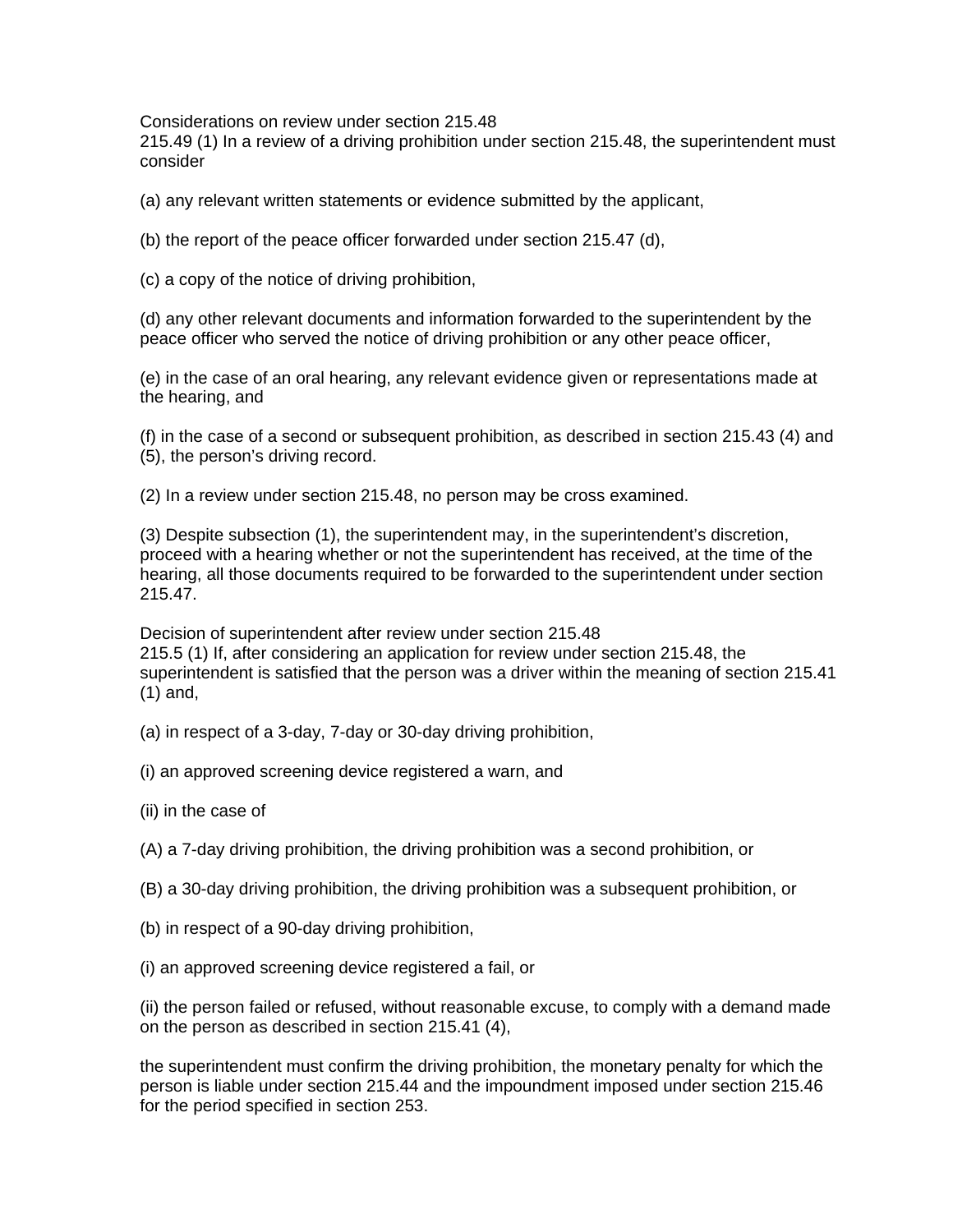Considerations on review under section 215.48

215.49 (1) In a review of a driving prohibition under section 215.48, the superintendent must consider

(a) any relevant written statements or evidence submitted by the applicant,

(b) the report of the peace officer forwarded under section 215.47 (d),

(c) a copy of the notice of driving prohibition,

(d) any other relevant documents and information forwarded to the superintendent by the peace officer who served the notice of driving prohibition or any other peace officer,

(e) in the case of an oral hearing, any relevant evidence given or representations made at the hearing, and

(f) in the case of a second or subsequent prohibition, as described in section 215.43 (4) and (5), the person's driving record.

(2) In a review under section 215.48, no person may be cross examined.

(3) Despite subsection (1), the superintendent may, in the superintendent's discretion, proceed with a hearing whether or not the superintendent has received, at the time of the hearing, all those documents required to be forwarded to the superintendent under section 215.47.

Decision of superintendent after review under section 215.48

215.5 (1) If, after considering an application for review under section 215.48, the superintendent is satisfied that the person was a driver within the meaning of section 215.41 (1) and,

(a) in respect of a 3-day, 7-day or 30-day driving prohibition,

(i) an approved screening device registered a warn, and

(ii) in the case of

(A) a 7-day driving prohibition, the driving prohibition was a second prohibition, or

(B) a 30-day driving prohibition, the driving prohibition was a subsequent prohibition, or

(b) in respect of a 90-day driving prohibition,

(i) an approved screening device registered a fail, or

(ii) the person failed or refused, without reasonable excuse, to comply with a demand made on the person as described in section 215.41 (4),

the superintendent must confirm the driving prohibition, the monetary penalty for which the person is liable under section 215.44 and the impoundment imposed under section 215.46 for the period specified in section 253.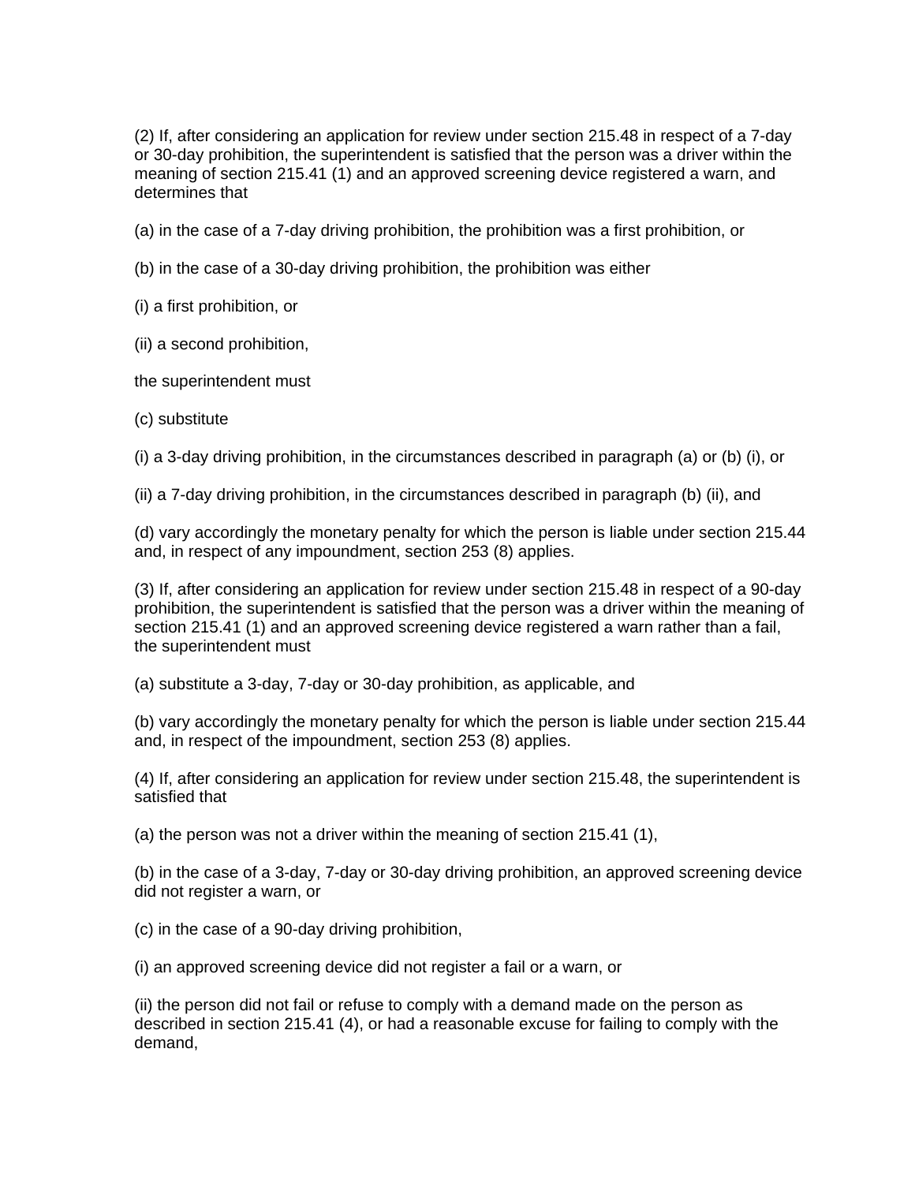(2) If, after considering an application for review under section 215.48 in respect of a 7-day or 30-day prohibition, the superintendent is satisfied that the person was a driver within the meaning of section 215.41 (1) and an approved screening device registered a warn, and determines that

(a) in the case of a 7-day driving prohibition, the prohibition was a first prohibition, or

(b) in the case of a 30-day driving prohibition, the prohibition was either

(i) a first prohibition, or

(ii) a second prohibition,

the superintendent must

(c) substitute

(i) a 3-day driving prohibition, in the circumstances described in paragraph (a) or (b) (i), or

(ii) a 7-day driving prohibition, in the circumstances described in paragraph (b) (ii), and

(d) vary accordingly the monetary penalty for which the person is liable under section 215.44 and, in respect of any impoundment, section 253 (8) applies.

(3) If, after considering an application for review under section 215.48 in respect of a 90-day prohibition, the superintendent is satisfied that the person was a driver within the meaning of section 215.41 (1) and an approved screening device registered a warn rather than a fail, the superintendent must

(a) substitute a 3-day, 7-day or 30-day prohibition, as applicable, and

(b) vary accordingly the monetary penalty for which the person is liable under section 215.44 and, in respect of the impoundment, section 253 (8) applies.

(4) If, after considering an application for review under section 215.48, the superintendent is satisfied that

(a) the person was not a driver within the meaning of section 215.41 (1),

(b) in the case of a 3-day, 7-day or 30-day driving prohibition, an approved screening device did not register a warn, or

(c) in the case of a 90-day driving prohibition,

(i) an approved screening device did not register a fail or a warn, or

(ii) the person did not fail or refuse to comply with a demand made on the person as described in section 215.41 (4), or had a reasonable excuse for failing to comply with the demand,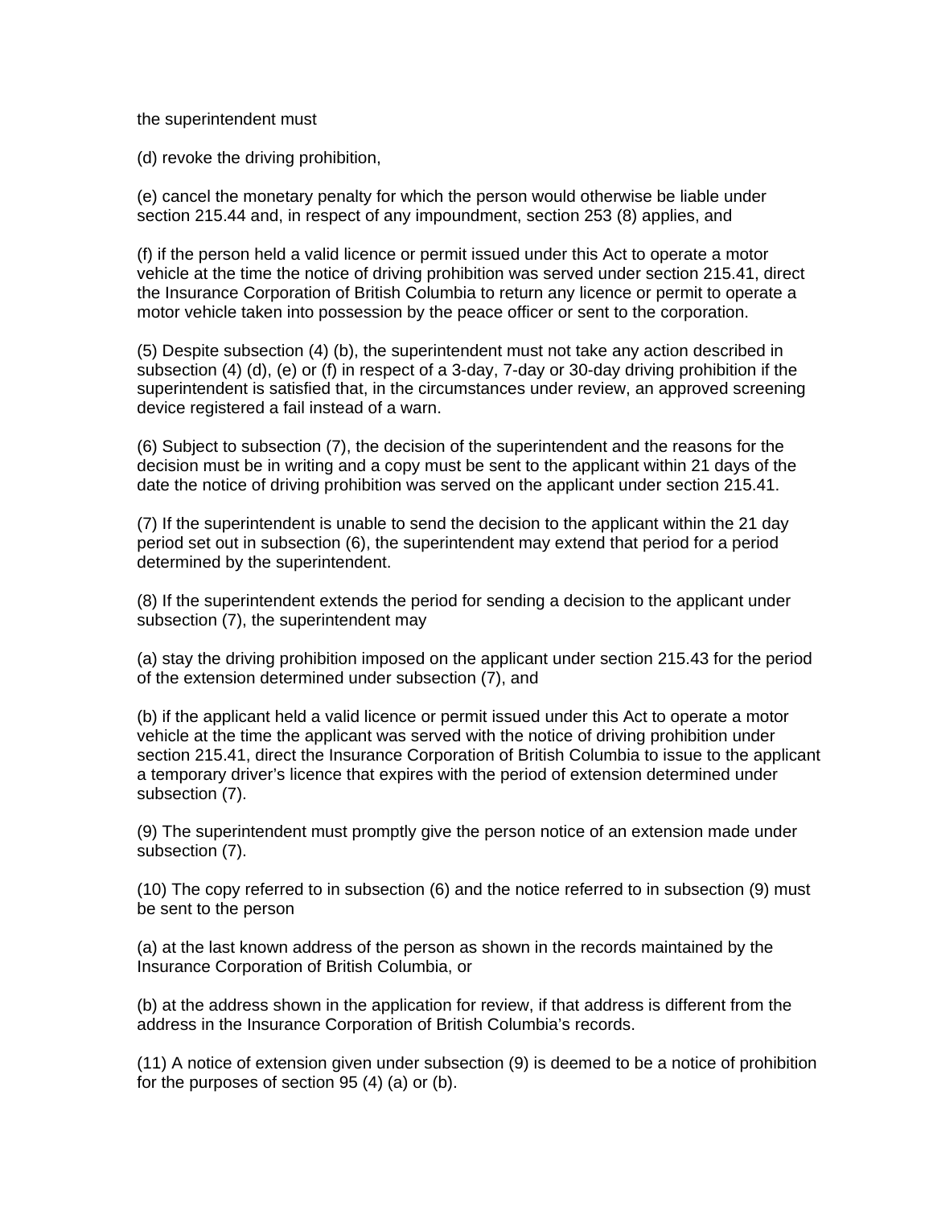the superintendent must

(d) revoke the driving prohibition,

(e) cancel the monetary penalty for which the person would otherwise be liable under section 215.44 and, in respect of any impoundment, section 253 (8) applies, and

(f) if the person held a valid licence or permit issued under this Act to operate a motor vehicle at the time the notice of driving prohibition was served under section 215.41, direct the Insurance Corporation of British Columbia to return any licence or permit to operate a motor vehicle taken into possession by the peace officer or sent to the corporation.

(5) Despite subsection (4) (b), the superintendent must not take any action described in subsection (4) (d), (e) or (f) in respect of a 3-day, 7-day or 30-day driving prohibition if the superintendent is satisfied that, in the circumstances under review, an approved screening device registered a fail instead of a warn.

(6) Subject to subsection (7), the decision of the superintendent and the reasons for the decision must be in writing and a copy must be sent to the applicant within 21 days of the date the notice of driving prohibition was served on the applicant under section 215.41.

(7) If the superintendent is unable to send the decision to the applicant within the 21 day period set out in subsection (6), the superintendent may extend that period for a period determined by the superintendent.

(8) If the superintendent extends the period for sending a decision to the applicant under subsection (7), the superintendent may

(a) stay the driving prohibition imposed on the applicant under section 215.43 for the period of the extension determined under subsection (7), and

(b) if the applicant held a valid licence or permit issued under this Act to operate a motor vehicle at the time the applicant was served with the notice of driving prohibition under section 215.41, direct the Insurance Corporation of British Columbia to issue to the applicant a temporary driver's licence that expires with the period of extension determined under subsection (7).

(9) The superintendent must promptly give the person notice of an extension made under subsection (7).

(10) The copy referred to in subsection (6) and the notice referred to in subsection (9) must be sent to the person

(a) at the last known address of the person as shown in the records maintained by the Insurance Corporation of British Columbia, or

(b) at the address shown in the application for review, if that address is different from the address in the Insurance Corporation of British Columbia's records.

(11) A notice of extension given under subsection (9) is deemed to be a notice of prohibition for the purposes of section 95 (4) (a) or (b).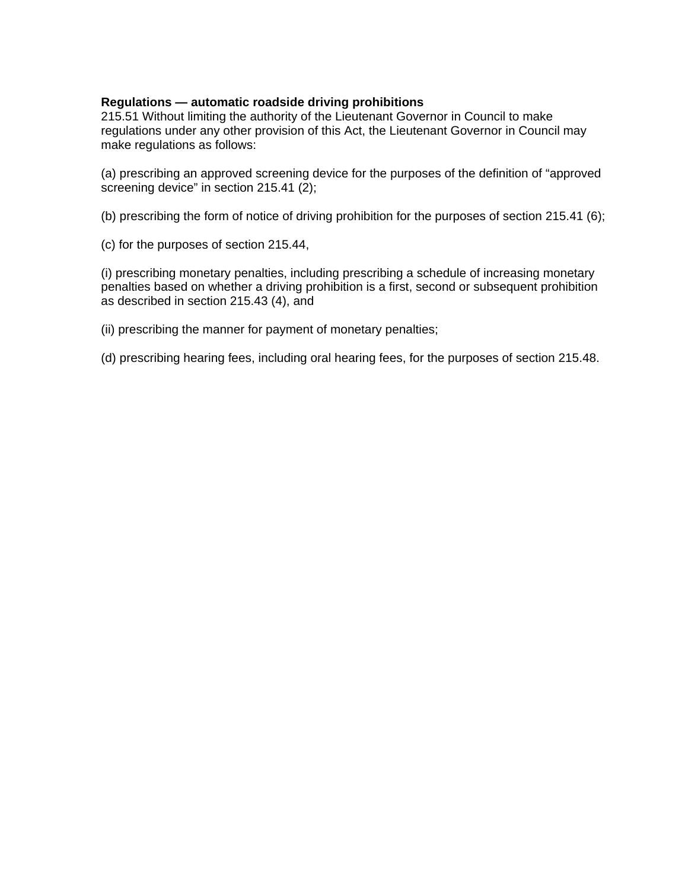**Regulations — automatic roadside driving prohibitions**

215.51 Without limiting the authority of the Lieutenant Governor in Council to make regulations under any other provision of this Act, the Lieutenant Governor in Council may make regulations as follows:

(a) prescribing an approved screening device for the purposes of the definition of “approved screening device” in section 215.41 (2);

(b) prescribing the form of notice of driving prohibition for the purposes of section 215.41 (6);

(c) for the purposes of section 215.44,

(i) prescribing monetary penalties, including prescribing a schedule of increasing monetary penalties based on whether a driving prohibition is a first, second or subsequent prohibition as described in section 215.43 (4), and

(ii) prescribing the manner for payment of monetary penalties;

(d) prescribing hearing fees, including oral hearing fees, for the purposes of section 215.48.